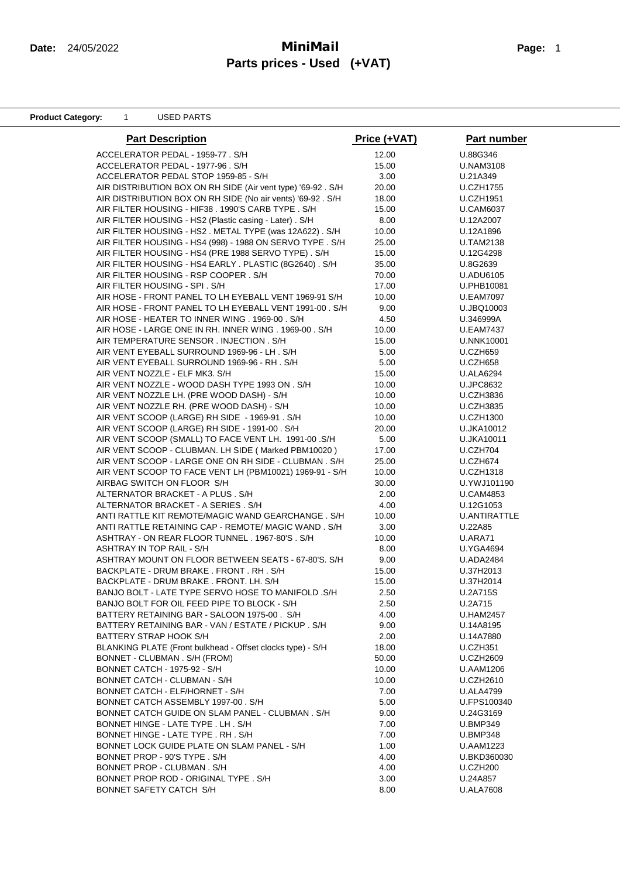**Date:** 24/05/2022

# MiniMail

## Parts prices - Used (+VAT)

**Product Category:** 1 USED PARTS

| Part Description | Price (+VAT) | Part number |
|---|---|---|
| ACCELERATOR PEDAL - 1959-77 . S/H | 12.00 | U.88G346 |
| ACCELERATOR PEDAL - 1977-96 . S/H | 15.00 | U.NAM3108 |
| ACCELERATOR PEDAL STOP 1959-85 - S/H | 3.00 | U.21A349 |
| AIR DISTRIBUTION BOX ON RH SIDE (Air vent type) '69-92 . S/H | 20.00 | U.CZH1755 |
| AIR DISTRIBUTION BOX ON RH SIDE (No air vents) '69-92 . S/H | 18.00 | U.CZH1951 |
| AIR FILTER HOUSING - HIF38 . 1990'S CARB TYPE . S/H | 15.00 | U.CAM6037 |
| AIR FILTER HOUSING - HS2 (Plastic casing - Later) . S/H | 8.00 | U.12A2007 |
| AIR FILTER HOUSING - HS2 . METAL TYPE (was 12A622) . S/H | 10.00 | U.12A1896 |
| AIR FILTER HOUSING - HS4 (998) - 1988 ON SERVO TYPE . S/H | 25.00 | U.TAM2138 |
| AIR FILTER HOUSING - HS4 (PRE 1988 SERVO TYPE) . S/H | 15.00 | U.12G4298 |
| AIR FILTER HOUSING - HS4 EARLY . PLASTIC (8G2640) . S/H | 35.00 | U.8G2639 |
| AIR FILTER HOUSING - RSP COOPER . S/H | 70.00 | U.ADU6105 |
| AIR FILTER HOUSING - SPI . S/H | 17.00 | U.PHB10081 |
| AIR HOSE - FRONT PANEL TO LH EYEBALL VENT 1969-91 S/H | 10.00 | U.EAM7097 |
| AIR HOSE - FRONT PANEL TO LH EYEBALL VENT 1991-00 . S/H | 9.00 | U.JBQ10003 |
| AIR HOSE - HEATER TO INNER WING . 1969-00 . S/H | 4.50 | U.346999A |
| AIR HOSE - LARGE ONE IN RH. INNER WING . 1969-00 . S/H | 10.00 | U.EAM7437 |
| AIR TEMPERATURE SENSOR . INJECTION . S/H | 15.00 | U.NNK10001 |
| AIR VENT EYEBALL SURROUND 1969-96 - LH . S/H | 5.00 | U.CZH659 |
| AIR VENT EYEBALL SURROUND 1969-96 - RH . S/H | 5.00 | U.CZH658 |
| AIR VENT NOZZLE - ELF MK3. S/H | 15.00 | U.ALA6294 |
| AIR VENT NOZZLE - WOOD DASH TYPE 1993 ON . S/H | 10.00 | U.JPC8632 |
| AIR VENT NOZZLE LH. (PRE WOOD DASH) - S/H | 10.00 | U.CZH3836 |
| AIR VENT NOZZLE RH. (PRE WOOD DASH) - S/H | 10.00 | U.CZH3835 |
| AIR VENT SCOOP (LARGE) RH SIDE - 1969-91 . S/H | 10.00 | U.CZH1300 |
| AIR VENT SCOOP (LARGE) RH SIDE - 1991-00 . S/H | 20.00 | U.JKA10012 |
| AIR VENT SCOOP (SMALL) TO FACE VENT LH. 1991-00 .S/H | 5.00 | U.JKA10011 |
| AIR VENT SCOOP - CLUBMAN. LH SIDE ( Marked PBM10020 ) | 17.00 | U.CZH704 |
| AIR VENT SCOOP - LARGE ONE ON RH SIDE - CLUBMAN . S/H | 25.00 | U.CZH674 |
| AIR VENT SCOOP TO FACE VENT LH (PBM10021) 1969-91 - S/H | 10.00 | U.CZH1318 |
| AIRBAG SWITCH ON FLOOR S/H | 30.00 | U.YWJ101190 |
| ALTERNATOR BRACKET - A PLUS . S/H | 2.00 | U.CAM4853 |
| ALTERNATOR BRACKET - A SERIES . S/H | 4.00 | U.12G1053 |
| ANTI RATTLE KIT REMOTE/MAGIC WAND GEARCHANGE . S/H | 10.00 | U.ANTIRATTLE |
| ANTI RATTLE RETAINING CAP - REMOTE/ MAGIC WAND . S/H | 3.00 | U.22A85 |
| ASHTRAY - ON REAR FLOOR TUNNEL . 1967-80'S . S/H | 10.00 | U.ARA71 |
| ASHTRAY IN TOP RAIL - S/H | 8.00 | U.YGA4694 |
| ASHTRAY MOUNT ON FLOOR BETWEEN SEATS - 67-80'S. S/H | 9.00 | U.ADA2484 |
| BACKPLATE - DRUM BRAKE . FRONT . RH . S/H | 15.00 | U.37H2013 |
| BACKPLATE - DRUM BRAKE . FRONT. LH. S/H | 15.00 | U.37H2014 |
| BANJO BOLT - LATE TYPE SERVO HOSE TO MANIFOLD .S/H | 2.50 | U.2A715S |
| BANJO BOLT FOR OIL FEED PIPE TO BLOCK - S/H | 2.50 | U.2A715 |
| BATTERY RETAINING BAR - SALOON 1975-00 . S/H | 4.00 | U.HAM2457 |
| BATTERY RETAINING BAR - VAN / ESTATE / PICKUP . S/H | 9.00 | U.14A8195 |
| BATTERY STRAP HOOK S/H | 2.00 | U.14A7880 |
| BLANKING PLATE (Front bulkhead - Offset clocks type) - S/H | 18.00 | U.CZH351 |
| BONNET - CLUBMAN . S/H (FROM) | 50.00 | U.CZH2609 |
| BONNET CATCH - 1975-92 - S/H | 10.00 | U.AAM1206 |
| BONNET CATCH - CLUBMAN - S/H | 10.00 | U.CZH2610 |
| BONNET CATCH - ELF/HORNET - S/H | 7.00 | U.ALA4799 |
| BONNET CATCH ASSEMBLY 1997-00 . S/H | 5.00 | U.FPS100340 |
| BONNET CATCH GUIDE ON SLAM PANEL - CLUBMAN . S/H | 9.00 | U.24G3169 |
| BONNET HINGE - LATE TYPE . LH . S/H | 7.00 | U.BMP349 |
| BONNET HINGE - LATE TYPE . RH . S/H | 7.00 | U.BMP348 |
| BONNET LOCK GUIDE PLATE ON SLAM PANEL - S/H | 1.00 | U.AAM1223 |
| BONNET PROP - 90'S TYPE . S/H | 4.00 | U.BKD360030 |
| BONNET PROP - CLUBMAN . S/H | 4.00 | U.CZH200 |
| BONNET PROP ROD - ORIGINAL TYPE . S/H | 3.00 | U.24A857 |
| BONNET SAFETY CATCH S/H | 8.00 | U.ALA7608 |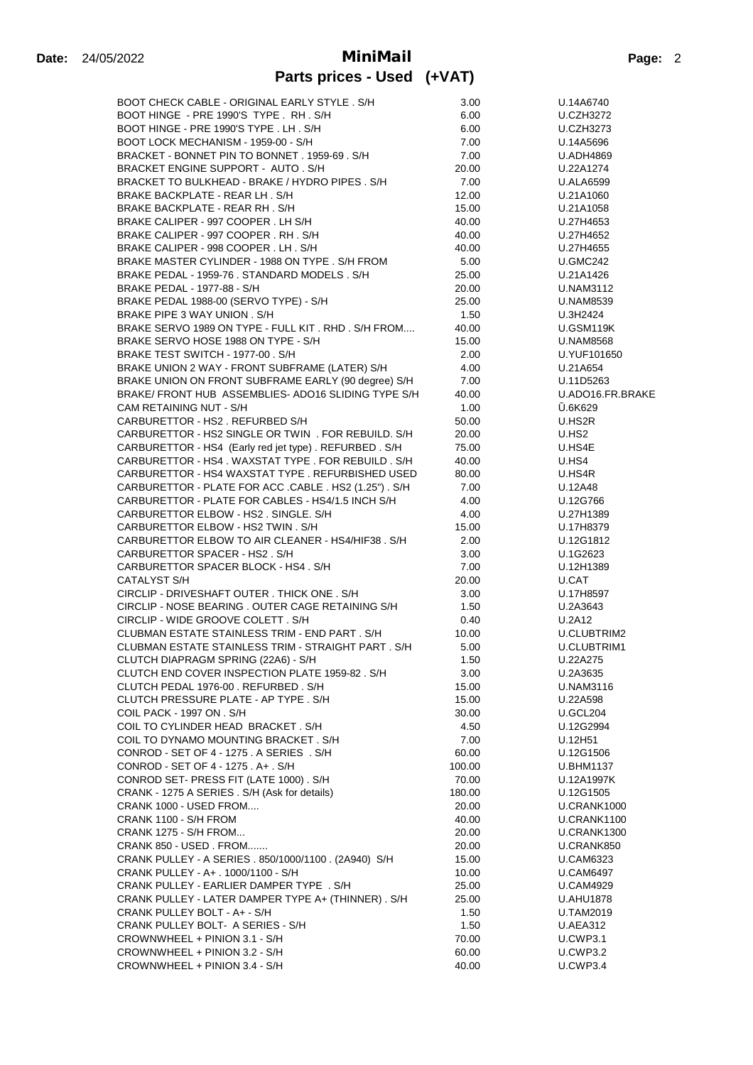**Date:** 24/05/2022

# MiniMail

## Parts prices - Used (+VAT)

| Description | Price | Part No. |
|---|---|---|
| BOOT CHECK CABLE - ORIGINAL EARLY STYLE . S/H | 3.00 | U.14A6740 |
| BOOT HINGE - PRE 1990'S TYPE . RH . S/H | 6.00 | U.CZH3272 |
| BOOT HINGE - PRE 1990'S TYPE . LH . S/H | 6.00 | U.CZH3273 |
| BOOT LOCK MECHANISM - 1959-00 - S/H | 7.00 | U.14A5696 |
| BRACKET - BONNET PIN TO BONNET . 1959-69 . S/H | 7.00 | U.ADH4869 |
| BRACKET ENGINE SUPPORT - AUTO . S/H | 20.00 | U.22A1274 |
| BRACKET TO BULKHEAD - BRAKE / HYDRO PIPES . S/H | 7.00 | U.ALA6599 |
| BRAKE BACKPLATE - REAR LH . S/H | 12.00 | U.21A1060 |
| BRAKE BACKPLATE - REAR RH . S/H | 15.00 | U.21A1058 |
| BRAKE CALIPER - 997 COOPER . LH S/H | 40.00 | U.27H4653 |
| BRAKE CALIPER - 997 COOPER . RH . S/H | 40.00 | U.27H4652 |
| BRAKE CALIPER - 998 COOPER . LH . S/H | 40.00 | U.27H4655 |
| BRAKE MASTER CYLINDER - 1988 ON TYPE . S/H FROM | 5.00 | U.GMC242 |
| BRAKE PEDAL - 1959-76 . STANDARD MODELS . S/H | 25.00 | U.21A1426 |
| BRAKE PEDAL - 1977-88 - S/H | 20.00 | U.NAM3112 |
| BRAKE PEDAL 1988-00 (SERVO TYPE) - S/H | 25.00 | U.NAM8539 |
| BRAKE PIPE 3 WAY UNION . S/H | 1.50 | U.3H2424 |
| BRAKE SERVO 1989 ON TYPE - FULL KIT . RHD . S/H FROM.... | 40.00 | U.GSM119K |
| BRAKE SERVO HOSE 1988 ON TYPE - S/H | 15.00 | U.NAM8568 |
| BRAKE TEST SWITCH - 1977-00 . S/H | 2.00 | U.YUF101650 |
| BRAKE UNION 2 WAY - FRONT SUBFRAME (LATER) S/H | 4.00 | U.21A654 |
| BRAKE UNION ON FRONT SUBFRAME EARLY (90 degree) S/H | 7.00 | U.11D5263 |
| BRAKE/ FRONT HUB ASSEMBLIES- ADO16 SLIDING TYPE S/H | 40.00 | U.ADO16.FR.BRAKE |
| CAM RETAINING NUT - S/H | 1.00 | Ū.6K629 |
| CARBURETTOR - HS2 . REFURBED S/H | 50.00 | U.HS2R |
| CARBURETTOR - HS2 SINGLE OR TWIN . FOR REBUILD. S/H | 20.00 | U.HS2 |
| CARBURETTOR - HS4 (Early red jet type) . REFURBED . S/H | 75.00 | U.HS4E |
| CARBURETTOR - HS4 . WAXSTAT TYPE . FOR REBUILD . S/H | 40.00 | U.HS4 |
| CARBURETTOR - HS4 WAXSTAT TYPE . REFURBISHED USED | 80.00 | U.HS4R |
| CARBURETTOR - PLATE FOR ACC .CABLE . HS2 (1.25") . S/H | 7.00 | U.12A48 |
| CARBURETTOR - PLATE FOR CABLES - HS4/1.5 INCH S/H | 4.00 | U.12G766 |
| CARBURETTOR ELBOW - HS2 . SINGLE. S/H | 4.00 | U.27H1389 |
| CARBURETTOR ELBOW - HS2 TWIN . S/H | 15.00 | U.17H8379 |
| CARBURETTOR ELBOW TO AIR CLEANER - HS4/HIF38 . S/H | 2.00 | U.12G1812 |
| CARBURETTOR SPACER - HS2 . S/H | 3.00 | U.1G2623 |
| CARBURETTOR SPACER BLOCK - HS4 . S/H | 7.00 | U.12H1389 |
| CATALYST S/H | 20.00 | U.CAT |
| CIRCLIP - DRIVESHAFT OUTER . THICK ONE . S/H | 3.00 | U.17H8597 |
| CIRCLIP - NOSE BEARING . OUTER CAGE RETAINING S/H | 1.50 | U.2A3643 |
| CIRCLIP - WIDE GROOVE COLETT . S/H | 0.40 | U.2A12 |
| CLUBMAN ESTATE STAINLESS TRIM - END PART . S/H | 10.00 | U.CLUBTRIM2 |
| CLUBMAN ESTATE STAINLESS TRIM - STRAIGHT PART . S/H | 5.00 | U.CLUBTRIM1 |
| CLUTCH DIAPRAGM SPRING (22A6) - S/H | 1.50 | U.22A275 |
| CLUTCH END COVER INSPECTION PLATE 1959-82 . S/H | 3.00 | U.2A3635 |
| CLUTCH PEDAL 1976-00 . REFURBED . S/H | 15.00 | U.NAM3116 |
| CLUTCH PRESSURE PLATE - AP TYPE . S/H | 15.00 | U.22A598 |
| COIL PACK - 1997 ON . S/H | 30.00 | U.GCL204 |
| COIL TO CYLINDER HEAD BRACKET . S/H | 4.50 | U.12G2994 |
| COIL TO DYNAMO MOUNTING BRACKET . S/H | 7.00 | U.12H51 |
| CONROD - SET OF 4 - 1275 . A SERIES . S/H | 60.00 | U.12G1506 |
| CONROD - SET OF 4 - 1275 . A+ . S/H | 100.00 | U.BHM1137 |
| CONROD SET- PRESS FIT (LATE 1000) . S/H | 70.00 | U.12A1997K |
| CRANK - 1275 A SERIES . S/H (Ask for details) | 180.00 | U.12G1505 |
| CRANK 1000 - USED FROM.... | 20.00 | U.CRANK1000 |
| CRANK 1100 - S/H FROM | 40.00 | U.CRANK1100 |
| CRANK 1275 - S/H FROM... | 20.00 | U.CRANK1300 |
| CRANK 850 - USED . FROM....... | 20.00 | U.CRANK850 |
| CRANK PULLEY - A SERIES . 850/1000/1100 . (2A940) S/H | 15.00 | U.CAM6323 |
| CRANK PULLEY - A+ . 1000/1100 - S/H | 10.00 | U.CAM6497 |
| CRANK PULLEY - EARLIER DAMPER TYPE . S/H | 25.00 | U.CAM4929 |
| CRANK PULLEY - LATER DAMPER TYPE A+ (THINNER) . S/H | 25.00 | U.AHU1878 |
| CRANK PULLEY BOLT - A+ - S/H | 1.50 | U.TAM2019 |
| CRANK PULLEY BOLT- A SERIES - S/H | 1.50 | U.AEA312 |
| CROWNWHEEL + PINION 3.1 - S/H | 70.00 | U.CWP3.1 |
| CROWNWHEEL + PINION 3.2 - S/H | 60.00 | U.CWP3.2 |
| CROWNWHEEL + PINION 3.4 - S/H | 40.00 | U.CWP3.4 |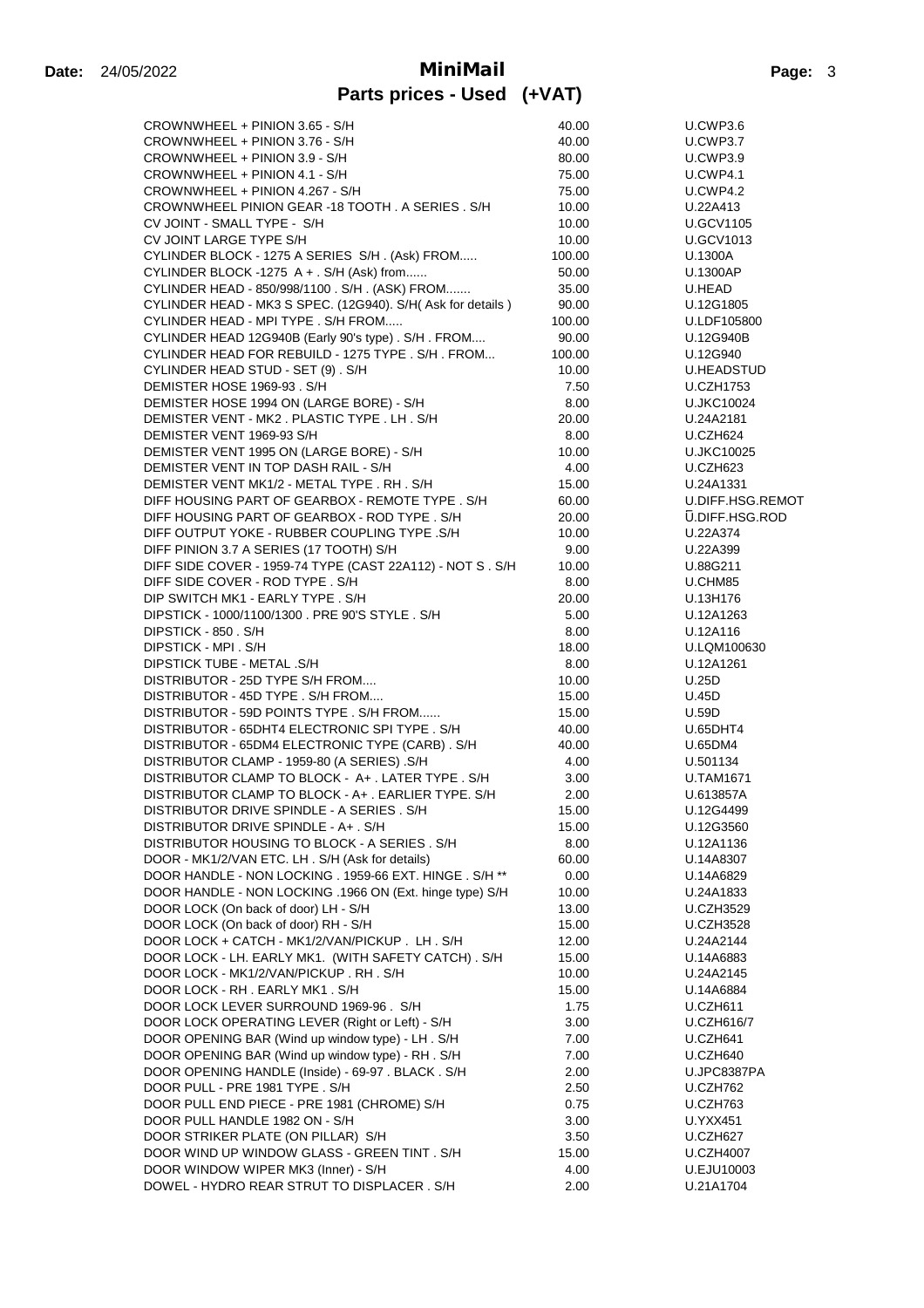**Date:** 24/05/2022

# MiniMail

## Parts prices - Used (+VAT)

| Description | Price | Part No. |
|---|---|---|
| CROWNWHEEL + PINION 3.65 - S/H | 40.00 | U.CWP3.6 |
| CROWNWHEEL + PINION 3.76 - S/H | 40.00 | U.CWP3.7 |
| CROWNWHEEL + PINION 3.9 - S/H | 80.00 | U.CWP3.9 |
| CROWNWHEEL + PINION 4.1 - S/H | 75.00 | U.CWP4.1 |
| CROWNWHEEL + PINION 4.267 - S/H | 75.00 | U.CWP4.2 |
| CROWNWHEEL PINION GEAR -18 TOOTH . A SERIES . S/H | 10.00 | U.22A413 |
| CV JOINT - SMALL TYPE - S/H | 10.00 | U.GCV1105 |
| CV JOINT LARGE TYPE S/H | 10.00 | U.GCV1013 |
| CYLINDER BLOCK - 1275 A SERIES S/H . (Ask) FROM..... | 100.00 | U.1300A |
| CYLINDER BLOCK -1275 A + . S/H (Ask) from...... | 50.00 | U.1300AP |
| CYLINDER HEAD - 850/998/1100 . S/H . (ASK) FROM....... | 35.00 | U.HEAD |
| CYLINDER HEAD - MK3 S SPEC. (12G940). S/H( Ask for details ) | 90.00 | U.12G1805 |
| CYLINDER HEAD - MPI TYPE . S/H FROM..... | 100.00 | U.LDF105800 |
| CYLINDER HEAD 12G940B (Early 90's type) . S/H . FROM.... | 90.00 | U.12G940B |
| CYLINDER HEAD FOR REBUILD - 1275 TYPE . S/H . FROM... | 100.00 | U.12G940 |
| CYLINDER HEAD STUD - SET (9) . S/H | 10.00 | U.HEADSTUD |
| DEMISTER HOSE 1969-93 . S/H | 7.50 | U.CZH1753 |
| DEMISTER HOSE 1994 ON (LARGE BORE) - S/H | 8.00 | U.JKC10024 |
| DEMISTER VENT - MK2 . PLASTIC TYPE . LH . S/H | 20.00 | U.24A2181 |
| DEMISTER VENT 1969-93 S/H | 8.00 | U.CZH624 |
| DEMISTER VENT 1995 ON (LARGE BORE) - S/H | 10.00 | U.JKC10025 |
| DEMISTER VENT IN TOP DASH RAIL - S/H | 4.00 | U.CZH623 |
| DEMISTER VENT MK1/2 - METAL TYPE . RH . S/H | 15.00 | U.24A1331 |
| DIFF HOUSING PART OF GEARBOX - REMOTE TYPE . S/H | 60.00 | U.DIFF.HSG.REMOT |
| DIFF HOUSING PART OF GEARBOX - ROD TYPE . S/H | 20.00 | U.DIFF.HSG.ROD |
| DIFF OUTPUT YOKE - RUBBER COUPLING TYPE .S/H | 10.00 | U.22A374 |
| DIFF PINION 3.7 A SERIES (17 TOOTH) S/H | 9.00 | U.22A399 |
| DIFF SIDE COVER - 1959-74 TYPE (CAST 22A112) - NOT S . S/H | 10.00 | U.88G211 |
| DIFF SIDE COVER - ROD TYPE . S/H | 8.00 | U.CHM85 |
| DIP SWITCH MK1 - EARLY TYPE . S/H | 20.00 | U.13H176 |
| DIPSTICK - 1000/1100/1300 . PRE 90'S STYLE . S/H | 5.00 | U.12A1263 |
| DIPSTICK - 850 . S/H | 8.00 | U.12A116 |
| DIPSTICK - MPI . S/H | 18.00 | U.LQM100630 |
| DIPSTICK TUBE - METAL .S/H | 8.00 | U.12A1261 |
| DISTRIBUTOR - 25D TYPE S/H FROM.... | 10.00 | U.25D |
| DISTRIBUTOR - 45D TYPE . S/H FROM.... | 15.00 | U.45D |
| DISTRIBUTOR - 59D POINTS TYPE . S/H FROM...... | 15.00 | U.59D |
| DISTRIBUTOR - 65DHT4 ELECTRONIC SPI TYPE . S/H | 40.00 | U.65DHT4 |
| DISTRIBUTOR - 65DM4 ELECTRONIC TYPE (CARB) . S/H | 40.00 | U.65DM4 |
| DISTRIBUTOR CLAMP - 1959-80 (A SERIES) .S/H | 4.00 | U.501134 |
| DISTRIBUTOR CLAMP TO BLOCK - A+ . LATER TYPE . S/H | 3.00 | U.TAM1671 |
| DISTRIBUTOR CLAMP TO BLOCK - A+ . EARLIER TYPE. S/H | 2.00 | U.613857A |
| DISTRIBUTOR DRIVE SPINDLE - A SERIES . S/H | 15.00 | U.12G4499 |
| DISTRIBUTOR DRIVE SPINDLE - A+ . S/H | 15.00 | U.12G3560 |
| DISTRIBUTOR HOUSING TO BLOCK - A SERIES . S/H | 8.00 | U.12A1136 |
| DOOR - MK1/2/VAN ETC. LH . S/H (Ask for details) | 60.00 | U.14A8307 |
| DOOR HANDLE - NON LOCKING . 1959-66 EXT. HINGE . S/H ** | 0.00 | U.14A6829 |
| DOOR HANDLE - NON LOCKING .1966 ON (Ext. hinge type) S/H | 10.00 | U.24A1833 |
| DOOR LOCK (On back of door) LH - S/H | 13.00 | U.CZH3529 |
| DOOR LOCK (On back of door) RH - S/H | 15.00 | U.CZH3528 |
| DOOR LOCK + CATCH - MK1/2/VAN/PICKUP . LH . S/H | 12.00 | U.24A2144 |
| DOOR LOCK - LH. EARLY MK1. (WITH SAFETY CATCH) . S/H | 15.00 | U.14A6883 |
| DOOR LOCK - MK1/2/VAN/PICKUP . RH . S/H | 10.00 | U.24A2145 |
| DOOR LOCK - RH . EARLY MK1 . S/H | 15.00 | U.14A6884 |
| DOOR LOCK LEVER SURROUND 1969-96 . S/H | 1.75 | U.CZH611 |
| DOOR LOCK OPERATING LEVER (Right or Left) - S/H | 3.00 | U.CZH616/7 |
| DOOR OPENING BAR (Wind up window type) - LH . S/H | 7.00 | U.CZH641 |
| DOOR OPENING BAR (Wind up window type) - RH . S/H | 7.00 | U.CZH640 |
| DOOR OPENING HANDLE (Inside) - 69-97 . BLACK . S/H | 2.00 | U.JPC8387PA |
| DOOR PULL - PRE 1981 TYPE . S/H | 2.50 | U.CZH762 |
| DOOR PULL END PIECE - PRE 1981 (CHROME) S/H | 0.75 | U.CZH763 |
| DOOR PULL HANDLE 1982 ON - S/H | 3.00 | U.YXX451 |
| DOOR STRIKER PLATE (ON PILLAR) S/H | 3.50 | U.CZH627 |
| DOOR WIND UP WINDOW GLASS - GREEN TINT . S/H | 15.00 | U.CZH4007 |
| DOOR WINDOW WIPER MK3 (Inner) - S/H | 4.00 | U.EJU10003 |
| DOWEL - HYDRO REAR STRUT TO DISPLACER . S/H | 2.00 | U.21A1704 |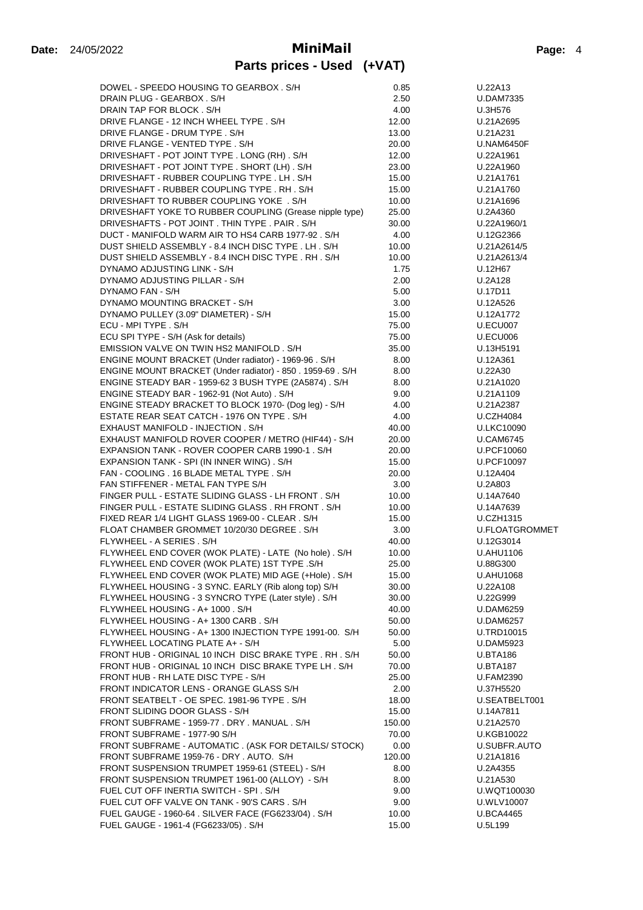**Date:** 24/05/2022

# MiniMail

## Parts prices - Used (+VAT)

| Description | Price | Part No. |
|---|---|---|
| DOWEL - SPEEDO HOUSING TO GEARBOX . S/H | 0.85 | U.22A13 |
| DRAIN PLUG - GEARBOX . S/H | 2.50 | U.DAM7335 |
| DRAIN TAP FOR BLOCK . S/H | 4.00 | U.3H576 |
| DRIVE FLANGE - 12 INCH WHEEL TYPE . S/H | 12.00 | U.21A2695 |
| DRIVE FLANGE - DRUM TYPE . S/H | 13.00 | U.21A231 |
| DRIVE FLANGE - VENTED TYPE . S/H | 20.00 | U.NAM6450F |
| DRIVESHAFT - POT JOINT TYPE . LONG (RH) . S/H | 12.00 | U.22A1961 |
| DRIVESHAFT - POT JOINT TYPE . SHORT (LH) . S/H | 23.00 | U.22A1960 |
| DRIVESHAFT - RUBBER COUPLING TYPE . LH . S/H | 15.00 | U.21A1761 |
| DRIVESHAFT - RUBBER COUPLING TYPE . RH . S/H | 15.00 | U.21A1760 |
| DRIVESHAFT TO RUBBER COUPLING YOKE . S/H | 10.00 | U.21A1696 |
| DRIVESHAFT YOKE TO RUBBER COUPLING (Grease nipple type) | 25.00 | U.2A4360 |
| DRIVESHAFTS - POT JOINT . THIN TYPE . PAIR . S/H | 30.00 | U.22A1960/1 |
| DUCT - MANIFOLD WARM AIR TO HS4 CARB 1977-92 . S/H | 4.00 | U.12G2366 |
| DUST SHIELD ASSEMBLY - 8.4 INCH DISC TYPE . LH . S/H | 10.00 | U.21A2614/5 |
| DUST SHIELD ASSEMBLY - 8.4 INCH DISC TYPE . RH . S/H | 10.00 | U.21A2613/4 |
| DYNAMO ADJUSTING LINK - S/H | 1.75 | U.12H67 |
| DYNAMO ADJUSTING PILLAR - S/H | 2.00 | U.2A128 |
| DYNAMO FAN - S/H | 5.00 | U.17D11 |
| DYNAMO MOUNTING BRACKET - S/H | 3.00 | U.12A526 |
| DYNAMO PULLEY (3.09" DIAMETER) - S/H | 15.00 | U.12A1772 |
| ECU - MPI TYPE . S/H | 75.00 | U.ECU007 |
| ECU SPI TYPE - S/H (Ask for details) | 75.00 | U.ECU006 |
| EMISSION VALVE ON TWIN HS2 MANIFOLD . S/H | 35.00 | U.13H5191 |
| ENGINE MOUNT BRACKET (Under radiator) - 1969-96 . S/H | 8.00 | U.12A361 |
| ENGINE MOUNT BRACKET (Under radiator) - 850 . 1959-69 . S/H | 8.00 | U.22A30 |
| ENGINE STEADY BAR - 1959-62 3 BUSH TYPE (2A5874) . S/H | 8.00 | U.21A1020 |
| ENGINE STEADY BAR - 1962-91 (Not Auto) . S/H | 9.00 | U.21A1109 |
| ENGINE STEADY BRACKET TO BLOCK 1970- (Dog leg) - S/H | 4.00 | U.21A2387 |
| ESTATE REAR SEAT CATCH - 1976 ON TYPE . S/H | 4.00 | U.CZH4084 |
| EXHAUST MANIFOLD - INJECTION . S/H | 40.00 | U.LKC10090 |
| EXHAUST MANIFOLD ROVER COOPER / METRO (HIF44) - S/H | 20.00 | U.CAM6745 |
| EXPANSION TANK - ROVER COOPER CARB 1990-1 . S/H | 20.00 | U.PCF10060 |
| EXPANSION TANK - SPI (IN INNER WING) . S/H | 15.00 | U.PCF10097 |
| FAN - COOLING . 16 BLADE METAL TYPE . S/H | 20.00 | U.12A404 |
| FAN STIFFENER - METAL FAN TYPE S/H | 3.00 | U.2A803 |
| FINGER PULL - ESTATE SLIDING GLASS - LH FRONT . S/H | 10.00 | U.14A7640 |
| FINGER PULL - ESTATE SLIDING GLASS . RH FRONT . S/H | 10.00 | U.14A7639 |
| FIXED REAR 1/4 LIGHT GLASS 1969-00 - CLEAR . S/H | 15.00 | U.CZH1315 |
| FLOAT CHAMBER GROMMET 10/20/30 DEGREE . S/H | 3.00 | U.FLOATGROMMET |
| FLYWHEEL - A SERIES . S/H | 40.00 | U.12G3014 |
| FLYWHEEL END COVER (WOK PLATE) - LATE (No hole) . S/H | 10.00 | U.AHU1106 |
| FLYWHEEL END COVER (WOK PLATE) 1ST TYPE .S/H | 25.00 | U.88G300 |
| FLYWHEEL END COVER (WOK PLATE) MID AGE (+Hole) . S/H | 15.00 | U.AHU1068 |
| FLYWHEEL HOUSING - 3 SYNC. EARLY (Rib along top) S/H | 30.00 | U.22A108 |
| FLYWHEEL HOUSING - 3 SYNCRO TYPE (Later style) . S/H | 30.00 | U.22G999 |
| FLYWHEEL HOUSING - A+ 1000 . S/H | 40.00 | U.DAM6259 |
| FLYWHEEL HOUSING - A+ 1300 CARB . S/H | 50.00 | U.DAM6257 |
| FLYWHEEL HOUSING - A+ 1300 INJECTION TYPE 1991-00. S/H | 50.00 | U.TRD10015 |
| FLYWHEEL LOCATING PLATE A+ - S/H | 5.00 | U.DAM5923 |
| FRONT HUB - ORIGINAL 10 INCH DISC BRAKE TYPE . RH . S/H | 50.00 | U.BTA186 |
| FRONT HUB - ORIGINAL 10 INCH DISC BRAKE TYPE LH . S/H | 70.00 | U.BTA187 |
| FRONT HUB - RH LATE DISC TYPE - S/H | 25.00 | U.FAM2390 |
| FRONT INDICATOR LENS - ORANGE GLASS S/H | 2.00 | U.37H5520 |
| FRONT SEATBELT - OE SPEC. 1981-96 TYPE . S/H | 18.00 | U.SEATBELT001 |
| FRONT SLIDING DOOR GLASS - S/H | 15.00 | U.14A7811 |
| FRONT SUBFRAME - 1959-77 . DRY . MANUAL . S/H | 150.00 | U.21A2570 |
| FRONT SUBFRAME - 1977-90 S/H | 70.00 | U.KGB10022 |
| FRONT SUBFRAME - AUTOMATIC . (ASK FOR DETAILS/ STOCK) | 0.00 | U.SUBFR.AUTO |
| FRONT SUBFRAME 1959-76 - DRY . AUTO. S/H | 120.00 | U.21A1816 |
| FRONT SUSPENSION TRUMPET 1959-61 (STEEL) - S/H | 8.00 | U.2A4355 |
| FRONT SUSPENSION TRUMPET 1961-00 (ALLOY) - S/H | 8.00 | U.21A530 |
| FUEL CUT OFF INERTIA SWITCH - SPI . S/H | 9.00 | U.WQT100030 |
| FUEL CUT OFF VALVE ON TANK - 90'S CARS . S/H | 9.00 | U.WLV10007 |
| FUEL GAUGE - 1960-64 . SILVER FACE (FG6233/04) . S/H | 10.00 | U.BCA4465 |
| FUEL GAUGE - 1961-4 (FG6233/05) . S/H | 15.00 | U.5L199 |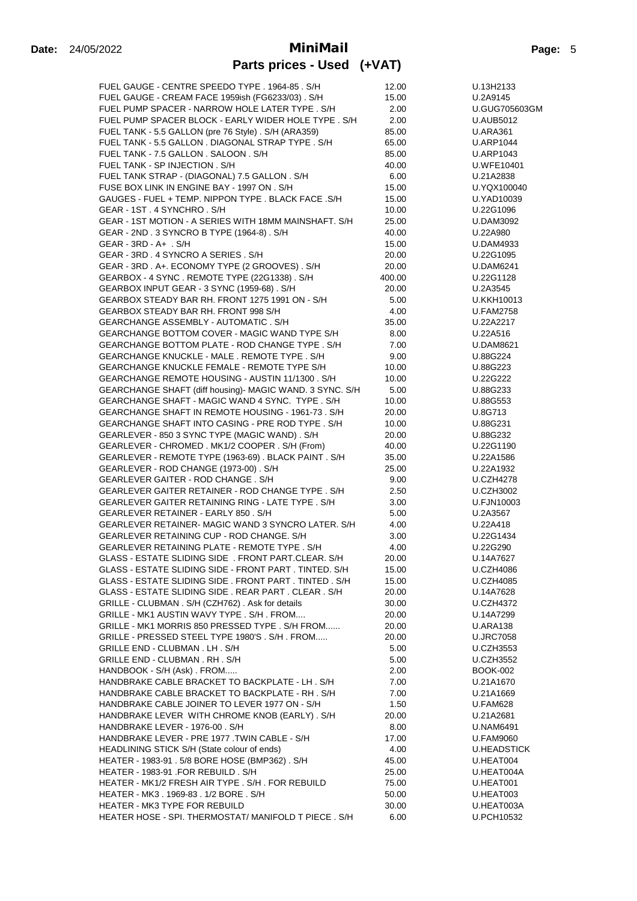**Date:** 24/05/2022

# MiniMail

## Parts prices - Used (+VAT)

| Description | Price | Part No. |
|---|---|---|
| FUEL GAUGE - CENTRE SPEEDO TYPE . 1964-85 . S/H | 12.00 | U.13H2133 |
| FUEL GAUGE - CREAM FACE 1959ish (FG6233/03) . S/H | 15.00 | U.2A9145 |
| FUEL PUMP SPACER - NARROW HOLE LATER TYPE . S/H | 2.00 | U.GUG705603GM |
| FUEL PUMP SPACER BLOCK - EARLY WIDER HOLE TYPE . S/H | 2.00 | U.AUB5012 |
| FUEL TANK - 5.5 GALLON (pre 76 Style) . S/H (ARA359) | 85.00 | U.ARA361 |
| FUEL TANK - 5.5 GALLON . DIAGONAL STRAP TYPE . S/H | 65.00 | U.ARP1044 |
| FUEL TANK - 7.5 GALLON . SALOON . S/H | 85.00 | U.ARP1043 |
| FUEL TANK - SP INJECTION . S/H | 40.00 | U.WFE10401 |
| FUEL TANK STRAP - (DIAGONAL) 7.5 GALLON . S/H | 6.00 | U.21A2838 |
| FUSE BOX LINK IN ENGINE BAY - 1997 ON . S/H | 15.00 | U.YQX100040 |
| GAUGES - FUEL + TEMP. NIPPON TYPE . BLACK FACE .S/H | 15.00 | U.YAD10039 |
| GEAR - 1ST . 4 SYNCHRO . S/H | 10.00 | U.22G1096 |
| GEAR - 1ST MOTION - A SERIES WITH 18MM MAINSHAFT. S/H | 25.00 | U.DAM3092 |
| GEAR - 2ND . 3 SYNCRO B TYPE (1964-8) . S/H | 40.00 | U.22A980 |
| GEAR - 3RD - A+ . S/H | 15.00 | U.DAM4933 |
| GEAR - 3RD . 4 SYNCRO A SERIES . S/H | 20.00 | U.22G1095 |
| GEAR - 3RD . A+. ECONOMY TYPE (2 GROOVES) . S/H | 20.00 | U.DAM6241 |
| GEARBOX - 4 SYNC . REMOTE TYPE (22G1338) . S/H | 400.00 | U.22G1128 |
| GEARBOX INPUT GEAR - 3 SYNC (1959-68) . S/H | 20.00 | U.2A3545 |
| GEARBOX STEADY BAR RH. FRONT 1275 1991 ON - S/H | 5.00 | U.KKH10013 |
| GEARBOX STEADY BAR RH. FRONT 998 S/H | 4.00 | U.FAM2758 |
| GEARCHANGE ASSEMBLY - AUTOMATIC . S/H | 35.00 | U.22A2217 |
| GEARCHANGE BOTTOM COVER - MAGIC WAND TYPE S/H | 8.00 | U.22A516 |
| GEARCHANGE BOTTOM PLATE - ROD CHANGE TYPE . S/H | 7.00 | U.DAM8621 |
| GEARCHANGE KNUCKLE - MALE . REMOTE TYPE . S/H | 9.00 | U.88G224 |
| GEARCHANGE KNUCKLE FEMALE - REMOTE TYPE S/H | 10.00 | U.88G223 |
| GEARCHANGE REMOTE HOUSING - AUSTIN 11/1300 . S/H | 10.00 | U.22G222 |
| GEARCHANGE SHAFT (diff housing)- MAGIC WAND. 3 SYNC. S/H | 5.00 | U.88G233 |
| GEARCHANGE SHAFT - MAGIC WAND 4 SYNC. TYPE . S/H | 10.00 | U.88G553 |
| GEARCHANGE SHAFT IN REMOTE HOUSING - 1961-73 . S/H | 20.00 | U.8G713 |
| GEARCHANGE SHAFT INTO CASING - PRE ROD TYPE . S/H | 10.00 | U.88G231 |
| GEARLEVER - 850 3 SYNC TYPE (MAGIC WAND) . S/H | 20.00 | U.88G232 |
| GEARLEVER - CHROMED . MK1/2 COOPER . S/H (From) | 40.00 | U.22G1190 |
| GEARLEVER - REMOTE TYPE (1963-69) . BLACK PAINT . S/H | 35.00 | U.22A1586 |
| GEARLEVER - ROD CHANGE (1973-00) . S/H | 25.00 | U.22A1932 |
| GEARLEVER GAITER - ROD CHANGE . S/H | 9.00 | U.CZH4278 |
| GEARLEVER GAITER RETAINER - ROD CHANGE TYPE . S/H | 2.50 | U.CZH3002 |
| GEARLEVER GAITER RETAINING RING - LATE TYPE . S/H | 3.00 | U.FJN10003 |
| GEARLEVER RETAINER - EARLY 850 . S/H | 5.00 | U.2A3567 |
| GEARLEVER RETAINER- MAGIC WAND 3 SYNCRO LATER. S/H | 4.00 | U.22A418 |
| GEARLEVER RETAINING CUP - ROD CHANGE. S/H | 3.00 | U.22G1434 |
| GEARLEVER RETAINING PLATE - REMOTE TYPE . S/H | 4.00 | U.22G290 |
| GLASS - ESTATE SLIDING SIDE . FRONT PART.CLEAR. S/H | 20.00 | U.14A7627 |
| GLASS - ESTATE SLIDING SIDE - FRONT PART . TINTED. S/H | 15.00 | U.CZH4086 |
| GLASS - ESTATE SLIDING SIDE . FRONT PART . TINTED . S/H | 15.00 | U.CZH4085 |
| GLASS - ESTATE SLIDING SIDE . REAR PART . CLEAR . S/H | 20.00 | U.14A7628 |
| GRILLE - CLUBMAN . S/H (CZH762) . Ask for details | 30.00 | U.CZH4372 |
| GRILLE - MK1 AUSTIN WAVY TYPE . S/H . FROM.... | 20.00 | U.14A7299 |
| GRILLE - MK1 MORRIS 850 PRESSED TYPE . S/H FROM...... | 20.00 | U.ARA138 |
| GRILLE - PRESSED STEEL TYPE 1980'S . S/H . FROM..... | 20.00 | U.JRC7058 |
| GRILLE END - CLUBMAN . LH . S/H | 5.00 | U.CZH3553 |
| GRILLE END - CLUBMAN . RH . S/H | 5.00 | U.CZH3552 |
| HANDBOOK - S/H (Ask) . FROM..... | 2.00 | BOOK-002 |
| HANDBRAKE CABLE BRACKET TO BACKPLATE - LH . S/H | 7.00 | U.21A1670 |
| HANDBRAKE CABLE BRACKET TO BACKPLATE - RH . S/H | 7.00 | U.21A1669 |
| HANDBRAKE CABLE JOINER TO LEVER 1977 ON - S/H | 1.50 | U.FAM628 |
| HANDBRAKE LEVER WITH CHROME KNOB (EARLY) . S/H | 20.00 | U.21A2681 |
| HANDBRAKE LEVER - 1976-00 . S/H | 8.00 | U.NAM6491 |
| HANDBRAKE LEVER - PRE 1977 .TWIN CABLE - S/H | 17.00 | U.FAM9060 |
| HEADLINING STICK S/H (State colour of ends) | 4.00 | U.HEADSTICK |
| HEATER - 1983-91 . 5/8 BORE HOSE (BMP362) . S/H | 45.00 | U.HEAT004 |
| HEATER - 1983-91 .FOR REBUILD . S/H | 25.00 | U.HEAT004A |
| HEATER - MK1/2 FRESH AIR TYPE . S/H . FOR REBUILD | 75.00 | U.HEAT001 |
| HEATER - MK3 . 1969-83 . 1/2 BORE . S/H | 50.00 | U.HEAT003 |
| HEATER - MK3 TYPE FOR REBUILD | 30.00 | U.HEAT003A |
| HEATER HOSE - SPI. THERMOSTAT/ MANIFOLD T PIECE . S/H | 6.00 | U.PCH10532 |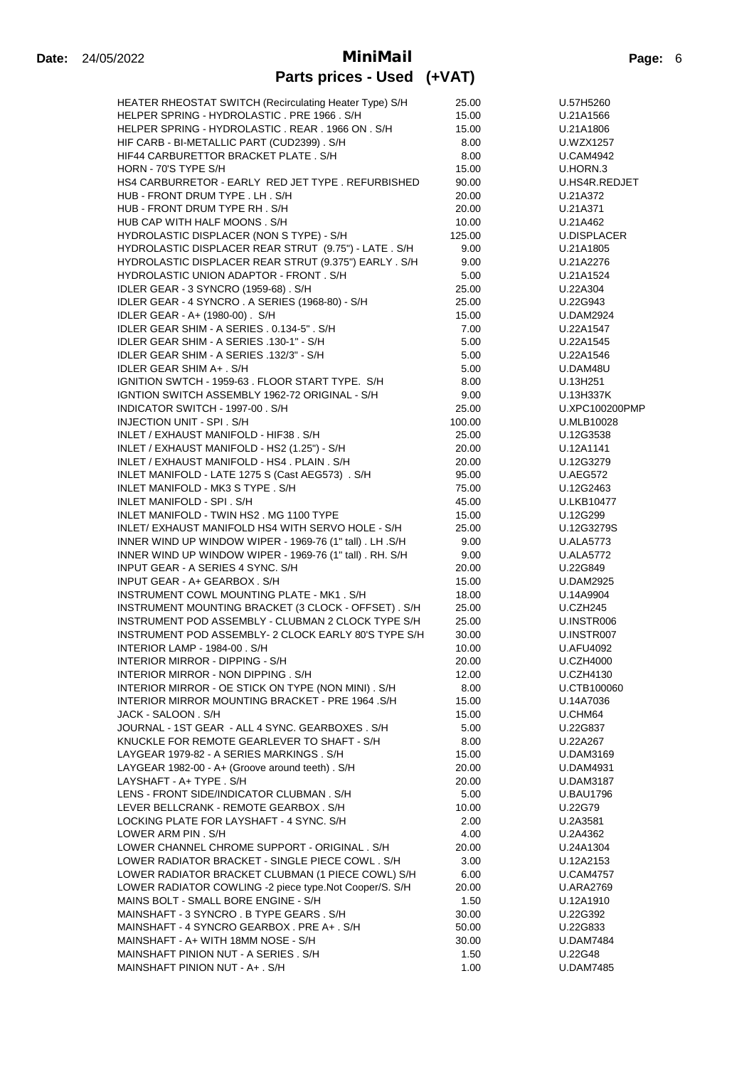**Date:** 24/05/2022

# MiniMail

## Parts prices - Used (+VAT)

| Description | Price | Part No. |
|---|---|---|
| HEATER RHEOSTAT SWITCH (Recirculating Heater Type) S/H | 25.00 | U.57H5260 |
| HELPER SPRING - HYDROLASTIC . PRE 1966 . S/H | 15.00 | U.21A1566 |
| HELPER SPRING - HYDROLASTIC . REAR . 1966 ON . S/H | 15.00 | U.21A1806 |
| HIF CARB - BI-METALLIC PART (CUD2399) . S/H | 8.00 | U.WZX1257 |
| HIF44 CARBURETTOR BRACKET PLATE . S/H | 8.00 | U.CAM4942 |
| HORN - 70'S TYPE S/H | 15.00 | U.HORN.3 |
| HS4 CARBURETOR - EARLY RED JET TYPE . REFURBISHED | 90.00 | U.HS4R.REDJET |
| HUB - FRONT DRUM TYPE . LH . S/H | 20.00 | U.21A372 |
| HUB - FRONT DRUM TYPE RH . S/H | 20.00 | U.21A371 |
| HUB CAP WITH HALF MOONS . S/H | 10.00 | U.21A462 |
| HYDROLASTIC DISPLACER (NON S TYPE) - S/H | 125.00 | U.DISPLACER |
| HYDROLASTIC DISPLACER REAR STRUT (9.75") - LATE . S/H | 9.00 | U.21A1805 |
| HYDROLASTIC DISPLACER REAR STRUT (9.375") EARLY . S/H | 9.00 | U.21A2276 |
| HYDROLASTIC UNION ADAPTOR - FRONT . S/H | 5.00 | U.21A1524 |
| IDLER GEAR - 3 SYNCRO (1959-68) . S/H | 25.00 | U.22A304 |
| IDLER GEAR - 4 SYNCRO . A SERIES (1968-80) - S/H | 25.00 | U.22G943 |
| IDLER GEAR - A+ (1980-00) . S/H | 15.00 | U.DAM2924 |
| IDLER GEAR SHIM - A SERIES . 0.134-5" . S/H | 7.00 | U.22A1547 |
| IDLER GEAR SHIM - A SERIES .130-1" - S/H | 5.00 | U.22A1545 |
| IDLER GEAR SHIM - A SERIES .132/3" - S/H | 5.00 | U.22A1546 |
| IDLER GEAR SHIM A+ . S/H | 5.00 | U.DAM48U |
| IGNITION SWTCH - 1959-63 . FLOOR START TYPE. S/H | 8.00 | U.13H251 |
| IGNTION SWITCH ASSEMBLY 1962-72 ORIGINAL - S/H | 9.00 | U.13H337K |
| INDICATOR SWITCH - 1997-00 . S/H | 25.00 | U.XPC100200PMP |
| INJECTION UNIT - SPI . S/H | 100.00 | U.MLB10028 |
| INLET / EXHAUST MANIFOLD - HIF38 . S/H | 25.00 | U.12G3538 |
| INLET / EXHAUST MANIFOLD - HS2 (1.25") - S/H | 20.00 | U.12A1141 |
| INLET / EXHAUST MANIFOLD - HS4 . PLAIN . S/H | 20.00 | U.12G3279 |
| INLET MANIFOLD - LATE 1275 S (Cast AEG573) . S/H | 95.00 | U.AEG572 |
| INLET MANIFOLD - MK3 S TYPE . S/H | 75.00 | U.12G2463 |
| INLET MANIFOLD - SPI . S/H | 45.00 | U.LKB10477 |
| INLET MANIFOLD - TWIN HS2 . MG 1100 TYPE | 15.00 | U.12G299 |
| INLET/ EXHAUST MANIFOLD HS4 WITH SERVO HOLE - S/H | 25.00 | U.12G3279S |
| INNER WIND UP WINDOW WIPER - 1969-76 (1" tall) . LH .S/H | 9.00 | U.ALA5773 |
| INNER WIND UP WINDOW WIPER - 1969-76 (1" tall) . RH. S/H | 9.00 | U.ALA5772 |
| INPUT GEAR - A SERIES 4 SYNC. S/H | 20.00 | U.22G849 |
| INPUT GEAR - A+ GEARBOX . S/H | 15.00 | U.DAM2925 |
| INSTRUMENT COWL MOUNTING PLATE - MK1 . S/H | 18.00 | U.14A9904 |
| INSTRUMENT MOUNTING BRACKET (3 CLOCK - OFFSET) . S/H | 25.00 | U.CZH245 |
| INSTRUMENT POD ASSEMBLY - CLUBMAN 2 CLOCK TYPE S/H | 25.00 | U.INSTR006 |
| INSTRUMENT POD ASSEMBLY- 2 CLOCK EARLY 80'S TYPE S/H | 30.00 | U.INSTR007 |
| INTERIOR LAMP - 1984-00 . S/H | 10.00 | U.AFU4092 |
| INTERIOR MIRROR - DIPPING - S/H | 20.00 | U.CZH4000 |
| INTERIOR MIRROR - NON DIPPING . S/H | 12.00 | U.CZH4130 |
| INTERIOR MIRROR - OE STICK ON TYPE (NON MINI) . S/H | 8.00 | U.CTB100060 |
| INTERIOR MIRROR MOUNTING BRACKET - PRE 1964 .S/H | 15.00 | U.14A7036 |
| JACK - SALOON . S/H | 15.00 | U.CHM64 |
| JOURNAL - 1ST GEAR - ALL 4 SYNC. GEARBOXES . S/H | 5.00 | U.22G837 |
| KNUCKLE FOR REMOTE GEARLEVER TO SHAFT - S/H | 8.00 | U.22A267 |
| LAYGEAR 1979-82 - A SERIES MARKINGS . S/H | 15.00 | U.DAM3169 |
| LAYGEAR 1982-00 - A+ (Groove around teeth) . S/H | 20.00 | U.DAM4931 |
| LAYSHAFT - A+ TYPE . S/H | 20.00 | U.DAM3187 |
| LENS - FRONT SIDE/INDICATOR CLUBMAN . S/H | 5.00 | U.BAU1796 |
| LEVER BELLCRANK - REMOTE GEARBOX . S/H | 10.00 | U.22G79 |
| LOCKING PLATE FOR LAYSHAFT - 4 SYNC. S/H | 2.00 | U.2A3581 |
| LOWER ARM PIN . S/H | 4.00 | U.2A4362 |
| LOWER CHANNEL CHROME SUPPORT - ORIGINAL . S/H | 20.00 | U.24A1304 |
| LOWER RADIATOR BRACKET - SINGLE PIECE COWL . S/H | 3.00 | U.12A2153 |
| LOWER RADIATOR BRACKET CLUBMAN (1 PIECE COWL) S/H | 6.00 | U.CAM4757 |
| LOWER RADIATOR COWLING -2 piece type.Not Cooper/S. S/H | 20.00 | U.ARA2769 |
| MAINS BOLT - SMALL BORE ENGINE - S/H | 1.50 | U.12A1910 |
| MAINSHAFT - 3 SYNCRO . B TYPE GEARS . S/H | 30.00 | U.22G392 |
| MAINSHAFT - 4 SYNCRO GEARBOX . PRE A+ . S/H | 50.00 | U.22G833 |
| MAINSHAFT - A+ WITH 18MM NOSE - S/H | 30.00 | U.DAM7484 |
| MAINSHAFT PINION NUT - A SERIES . S/H | 1.50 | U.22G48 |
| MAINSHAFT PINION NUT - A+ . S/H | 1.00 | U.DAM7485 |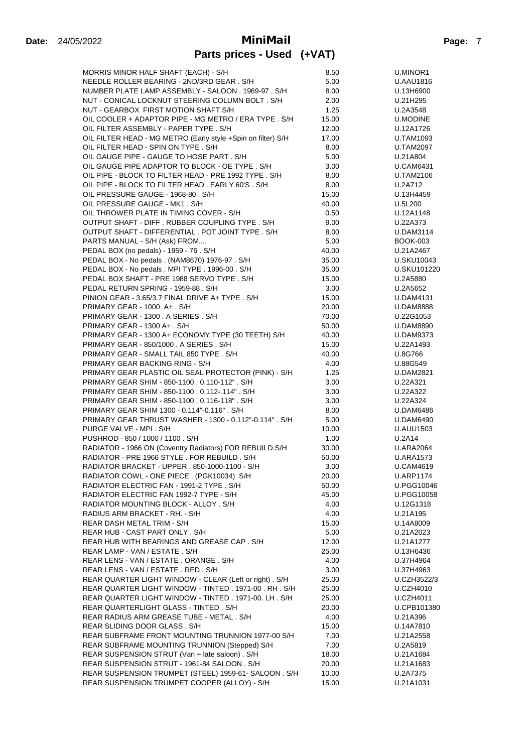**Date:** 24/05/2022

# MiniMail

## Parts prices - Used (+VAT)

| Description | Price | Part No. |
|---|---|---|
| MORRIS MINOR HALF SHAFT (EACH) - S/H | 8.50 | U.MINOR1 |
| NEEDLE ROLLER BEARING - 2ND/3RD GEAR . S/H | 5.00 | U.AAU1816 |
| NUMBER PLATE LAMP ASSEMBLY - SALOON . 1969-97 . S/H | 8.00 | U.13H6900 |
| NUT - CONICAL LOCKNUT STEERING COLUMN BOLT . S/H | 2.00 | U.21H295 |
| NUT - GEARBOX FIRST MOTION SHAFT S/H | 1.25 | U.2A3548 |
| OIL COOLER + ADAPTOR PIPE - MG METRO / ERA TYPE . S/H | 15.00 | U.MODINE |
| OIL FILTER ASSEMBLY - PAPER TYPE . S/H | 12.00 | U.12A1726 |
| OIL FILTER HEAD - MG METRO (Early style +Spin on filter) S/H | 17.00 | U.TAM1093 |
| OIL FILTER HEAD - SPIN ON TYPE . S/H | 8.00 | U.TAM2097 |
| OIL GAUGE PIPE - GAUGE TO HOSE PART . S/H | 5.00 | U.21A804 |
| OIL GAUGE PIPE ADAPTOR TO BLOCK - OE TYPE . S/H | 3.00 | U.CAM6431 |
| OIL PIPE - BLOCK TO FILTER HEAD - PRE 1992 TYPE . S/H | 8.00 | U.TAM2106 |
| OIL PIPE - BLOCK TO FILTER HEAD . EARLY 60'S . S/H | 8.00 | U.2A712 |
| OIL PRESSURE GAUGE - 1968-80 . S/H | 15.00 | U.13H4459 |
| OIL PRESSURE GAUGE - MK1 . S/H | 40.00 | U.5L200 |
| OIL THROWER PLATE IN TIMING COVER - S/H | 0.50 | U.12A1148 |
| OUTPUT SHAFT - DIFF . RUBBER COUPLING TYPE . S/H | 9.00 | U.22A373 |
| OUTPUT SHAFT - DIFFERENTIAL . POT JOINT TYPE . S/H | 8.00 | U.DAM3114 |
| PARTS MANUAL - S/H (Ask) FROM.... | 5.00 | BOOK-003 |
| PEDAL BOX (no pedals) - 1959 - 76 . S/H | 40.00 | U.21A2467 |
| PEDAL BOX - No pedals . (NAM8670) 1976-97 . S/H | 35.00 | U.SKU10043 |
| PEDAL BOX - No pedals . MPI TYPE . 1996-00 . S/H | 35.00 | U.SKU101220 |
| PEDAL BOX SHAFT - PRE 1988 SERVO TYPE . S/H | 15.00 | U.2A5880 |
| PEDAL RETURN SPRING - 1959-88 . S/H | 3.00 | U.2A5652 |
| PINION GEAR - 3.65/3.7 FINAL DRIVE A+ TYPE . S/H | 15.00 | U.DAM4131 |
| PRIMARY GEAR - 1000 A+ . S/H | 20.00 | U.DAM8888 |
| PRIMARY GEAR - 1300 . A SERIES . S/H | 70.00 | U.22G1053 |
| PRIMARY GEAR - 1300 A+ . S/H | 50.00 | U.DAM8890 |
| PRIMARY GEAR - 1300 A+ ECONOMY TYPE (30 TEETH) S/H | 40.00 | U.DAM9373 |
| PRIMARY GEAR - 850/1000 . A SERIES . S/H | 15.00 | U.22A1493 |
| PRIMARY GEAR - SMALL TAIL 850 TYPE . S/H | 40.00 | U.8G766 |
| PRIMARY GEAR BACKING RING - S/H | 4.00 | U.88G549 |
| PRIMARY GEAR PLASTIC OIL SEAL PROTECTOR (PINK) - S/H | 1.25 | U.DAM2821 |
| PRIMARY GEAR SHIM - 850-1100 . 0.110-112" . S/H | 3.00 | U.22A321 |
| PRIMARY GEAR SHIM - 850-1100 . 0.112-.114" . S/H | 3.00 | U.22A322 |
| PRIMARY GEAR SHIM - 850-1100 . 0.116-118" . S/H | 3.00 | U.22A324 |
| PRIMARY GEAR SHIM 1300 - 0.114"-0.116" . S/H | 8.00 | U.DAM6486 |
| PRIMARY GEAR THRUST WASHER - 1300 - 0.112"-0.114" . S/H | 5.00 | U.DAM6490 |
| PURGE VALVE - MPI . S/H | 10.00 | U.AUU1503 |
| PUSHROD - 850 / 1000 / 1100 . S/H | 1.00 | U.2A14 |
| RADIATOR - 1966 ON (Coventry Radiators) FOR REBUILD.S/H | 30.00 | U.ARA2064 |
| RADIATOR - PRE 1966 STYLE . FOR REBUILD . S/H | 50.00 | U.ARA1573 |
| RADIATOR BRACKET - UPPER . 850-1000-1100 - S/H | 3.00 | U.CAM4619 |
| RADIATOR COWL - ONE PIECE . (PGK10034) S/H | 20.00 | U.ARP1174 |
| RADIATOR ELECTRIC FAN - 1991-2 TYPE . S/H | 50.00 | U.PGG10046 |
| RADIATOR ELECTRIC FAN 1992-7 TYPE - S/H | 45.00 | U.PGG10058 |
| RADIATOR MOUNTING BLOCK - ALLOY . S/H | 4.00 | U.12G1318 |
| RADIUS ARM BRACKET - RH. - S/H | 4.00 | U.21A195 |
| REAR DASH METAL TRIM - S/H | 15.00 | U.14A8009 |
| REAR HUB - CAST PART ONLY . S/H | 5.00 | U.21A2023 |
| REAR HUB WITH BEARINGS AND GREASE CAP . S/H | 12.00 | U.21A1277 |
| REAR LAMP - VAN / ESTATE . S/H | 25.00 | U.13H6436 |
| REAR LENS - VAN / ESTATE . ORANGE . S/H | 4.00 | U.37H4964 |
| REAR LENS - VAN / ESTATE . RED . S/H | 3.00 | U.37H4963 |
| REAR QUARTER LIGHT WINDOW - CLEAR (Left or right) . S/H | 25.00 | U.CZH3522/3 |
| REAR QUARTER LIGHT WINDOW - TINTED . 1971-00 . RH . S/H | 25.00 | U.CZH4010 |
| REAR QUARTER LIGHT WINDOW - TINTED . 1971-00. LH . S/H | 25.00 | U.CZH4011 |
| REAR QUARTERLIGHT GLASS - TINTED . S/H | 20.00 | U.CPB101380 |
| REAR RADIUS ARM GREASE TUBE - METAL . S/H | 4.00 | U.21A396 |
| REAR SLIDING DOOR GLASS . S/H | 15.00 | U.14A7810 |
| REAR SUBFRAME FRONT MOUNTING TRUNNION 1977-00 S/H | 7.00 | U.21A2558 |
| REAR SUBFRAME MOUNTING TRUNNION (Stepped) S/H | 7.00 | U.2A5819 |
| REAR SUSPENSION STRUT (Van + late saloon) . S/H | 18.00 | U.21A1684 |
| REAR SUSPENSION STRUT - 1961-84 SALOON . S/H | 20.00 | U.21A1683 |
| REAR SUSPENSION TRUMPET (STEEL) 1959-61- SALOON . S/H | 10.00 | U.2A7375 |
| REAR SUSPENSION TRUMPET COOPER (ALLOY) - S/H | 15.00 | U.21A1031 |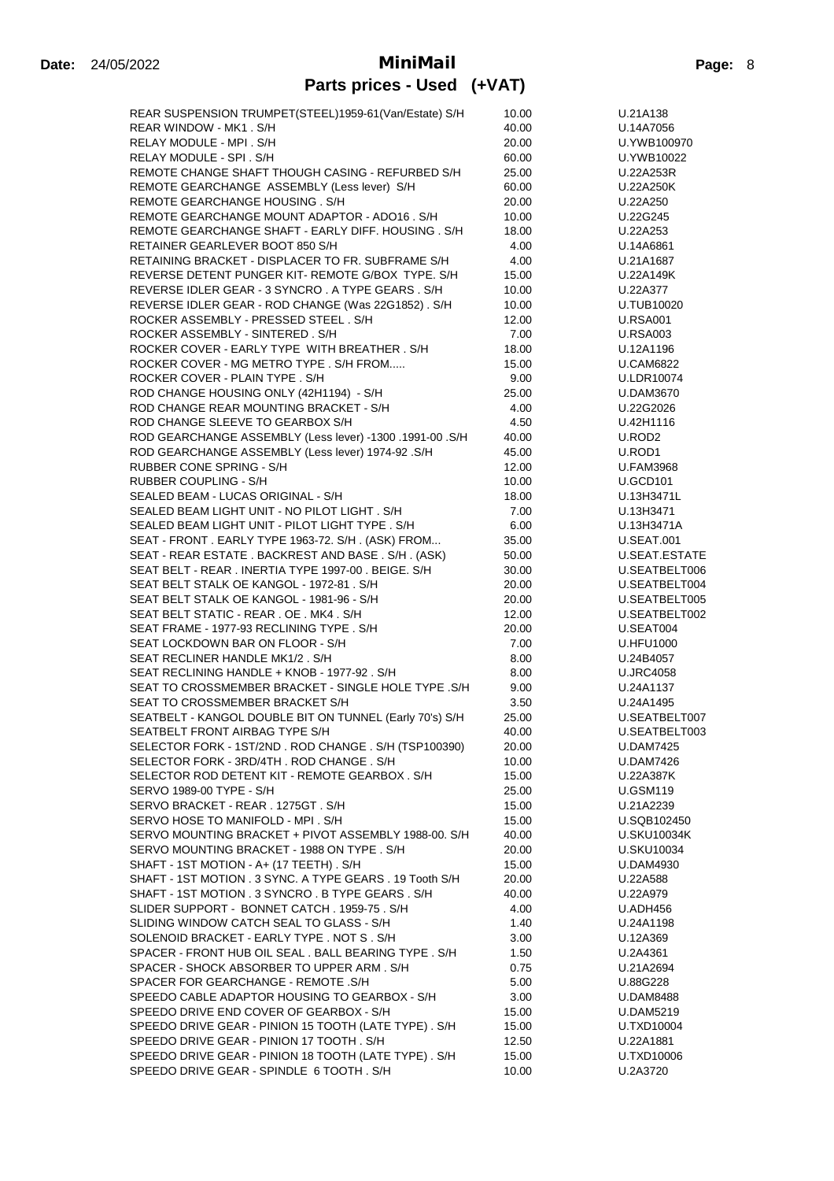**Date:** 24/05/2022

# MiniMail

## Parts prices - Used (+VAT)

| Description | Price | Part No. |
|---|---|---|
| REAR SUSPENSION TRUMPET(STEEL)1959-61(Van/Estate) S/H | 10.00 | U.21A138 |
| REAR WINDOW - MK1 . S/H | 40.00 | U.14A7056 |
| RELAY MODULE - MPI . S/H | 20.00 | U.YWB100970 |
| RELAY MODULE - SPI . S/H | 60.00 | U.YWB10022 |
| REMOTE CHANGE SHAFT THOUGH CASING - REFURBED S/H | 25.00 | U.22A253R |
| REMOTE GEARCHANGE  ASSEMBLY (Less lever)  S/H | 60.00 | U.22A250K |
| REMOTE GEARCHANGE HOUSING . S/H | 20.00 | U.22A250 |
| REMOTE GEARCHANGE MOUNT ADAPTOR - ADO16 . S/H | 10.00 | U.22G245 |
| REMOTE GEARCHANGE SHAFT - EARLY DIFF. HOUSING . S/H | 18.00 | U.22A253 |
| RETAINER GEARLEVER BOOT 850 S/H | 4.00 | U.14A6861 |
| RETAINING BRACKET - DISPLACER TO FR. SUBFRAME S/H | 4.00 | U.21A1687 |
| REVERSE DETENT PUNGER KIT- REMOTE G/BOX  TYPE. S/H | 15.00 | U.22A149K |
| REVERSE IDLER GEAR - 3 SYNCRO . A TYPE GEARS . S/H | 10.00 | U.22A377 |
| REVERSE IDLER GEAR - ROD CHANGE (Was 22G1852) . S/H | 10.00 | U.TUB10020 |
| ROCKER ASSEMBLY - PRESSED STEEL . S/H | 12.00 | U.RSA001 |
| ROCKER ASSEMBLY - SINTERED . S/H | 7.00 | U.RSA003 |
| ROCKER COVER - EARLY TYPE  WITH BREATHER . S/H | 18.00 | U.12A1196 |
| ROCKER COVER - MG METRO TYPE . S/H FROM..... | 15.00 | U.CAM6822 |
| ROCKER COVER - PLAIN TYPE . S/H | 9.00 | U.LDR10074 |
| ROD CHANGE HOUSING ONLY (42H1194)  - S/H | 25.00 | U.DAM3670 |
| ROD CHANGE REAR MOUNTING BRACKET - S/H | 4.00 | U.22G2026 |
| ROD CHANGE SLEEVE TO GEARBOX S/H | 4.50 | U.42H1116 |
| ROD GEARCHANGE ASSEMBLY (Less lever) -1300 .1991-00 .S/H | 40.00 | U.ROD2 |
| ROD GEARCHANGE ASSEMBLY (Less lever) 1974-92 .S/H | 45.00 | U.ROD1 |
| RUBBER CONE SPRING - S/H | 12.00 | U.FAM3968 |
| RUBBER COUPLING - S/H | 10.00 | U.GCD101 |
| SEALED BEAM - LUCAS ORIGINAL - S/H | 18.00 | U.13H3471L |
| SEALED BEAM LIGHT UNIT - NO PILOT LIGHT . S/H | 7.00 | U.13H3471 |
| SEALED BEAM LIGHT UNIT - PILOT LIGHT TYPE . S/H | 6.00 | U.13H3471A |
| SEAT - FRONT . EARLY TYPE 1963-72. S/H . (ASK) FROM... | 35.00 | U.SEAT.001 |
| SEAT - REAR ESTATE . BACKREST AND BASE . S/H . (ASK) | 50.00 | U.SEAT.ESTATE |
| SEAT BELT - REAR . INERTIA TYPE 1997-00 . BEIGE. S/H | 30.00 | U.SEATBELT006 |
| SEAT BELT STALK OE KANGOL - 1972-81 . S/H | 20.00 | U.SEATBELT004 |
| SEAT BELT STALK OE KANGOL - 1981-96 - S/H | 20.00 | U.SEATBELT005 |
| SEAT BELT STATIC - REAR . OE . MK4 . S/H | 12.00 | U.SEATBELT002 |
| SEAT FRAME - 1977-93 RECLINING TYPE . S/H | 20.00 | U.SEAT004 |
| SEAT LOCKDOWN BAR ON FLOOR - S/H | 7.00 | U.HFU1000 |
| SEAT RECLINER HANDLE MK1/2 . S/H | 8.00 | U.24B4057 |
| SEAT RECLINING HANDLE + KNOB - 1977-92 . S/H | 8.00 | U.JRC4058 |
| SEAT TO CROSSMEMBER BRACKET - SINGLE HOLE TYPE .S/H | 9.00 | U.24A1137 |
| SEAT TO CROSSMEMBER BRACKET S/H | 3.50 | U.24A1495 |
| SEATBELT - KANGOL DOUBLE BIT ON TUNNEL (Early 70's) S/H | 25.00 | U.SEATBELT007 |
| SEATBELT FRONT AIRBAG TYPE S/H | 40.00 | U.SEATBELT003 |
| SELECTOR FORK - 1ST/2ND . ROD CHANGE . S/H (TSP100390) | 20.00 | U.DAM7425 |
| SELECTOR FORK - 3RD/4TH . ROD CHANGE . S/H | 10.00 | U.DAM7426 |
| SELECTOR ROD DETENT KIT - REMOTE GEARBOX . S/H | 15.00 | U.22A387K |
| SERVO 1989-00 TYPE - S/H | 25.00 | U.GSM119 |
| SERVO BRACKET - REAR . 1275GT . S/H | 15.00 | U.21A2239 |
| SERVO HOSE TO MANIFOLD - MPI . S/H | 15.00 | U.SQB102450 |
| SERVO MOUNTING BRACKET + PIVOT ASSEMBLY 1988-00. S/H | 40.00 | U.SKU10034K |
| SERVO MOUNTING BRACKET - 1988 ON TYPE . S/H | 20.00 | U.SKU10034 |
| SHAFT - 1ST MOTION - A+ (17 TEETH) . S/H | 15.00 | U.DAM4930 |
| SHAFT - 1ST MOTION . 3 SYNC. A TYPE GEARS . 19 Tooth S/H | 20.00 | U.22A588 |
| SHAFT - 1ST MOTION . 3 SYNCRO . B TYPE GEARS . S/H | 40.00 | U.22A979 |
| SLIDER SUPPORT -  BONNET CATCH . 1959-75 . S/H | 4.00 | U.ADH456 |
| SLIDING WINDOW CATCH SEAL TO GLASS - S/H | 1.40 | U.24A1198 |
| SOLENOID BRACKET - EARLY TYPE . NOT S . S/H | 3.00 | U.12A369 |
| SPACER - FRONT HUB OIL SEAL . BALL BEARING TYPE . S/H | 1.50 | U.2A4361 |
| SPACER - SHOCK ABSORBER TO UPPER ARM . S/H | 0.75 | U.21A2694 |
| SPACER FOR GEARCHANGE - REMOTE .S/H | 5.00 | U.88G228 |
| SPEEDO CABLE ADAPTOR HOUSING TO GEARBOX - S/H | 3.00 | U.DAM8488 |
| SPEEDO DRIVE END COVER OF GEARBOX - S/H | 15.00 | U.DAM5219 |
| SPEEDO DRIVE GEAR - PINION 15 TOOTH (LATE TYPE) . S/H | 15.00 | U.TXD10004 |
| SPEEDO DRIVE GEAR - PINION 17 TOOTH . S/H | 12.50 | U.22A1881 |
| SPEEDO DRIVE GEAR - PINION 18 TOOTH (LATE TYPE) . S/H | 15.00 | U.TXD10006 |
| SPEEDO DRIVE GEAR - SPINDLE  6 TOOTH . S/H | 10.00 | U.2A3720 |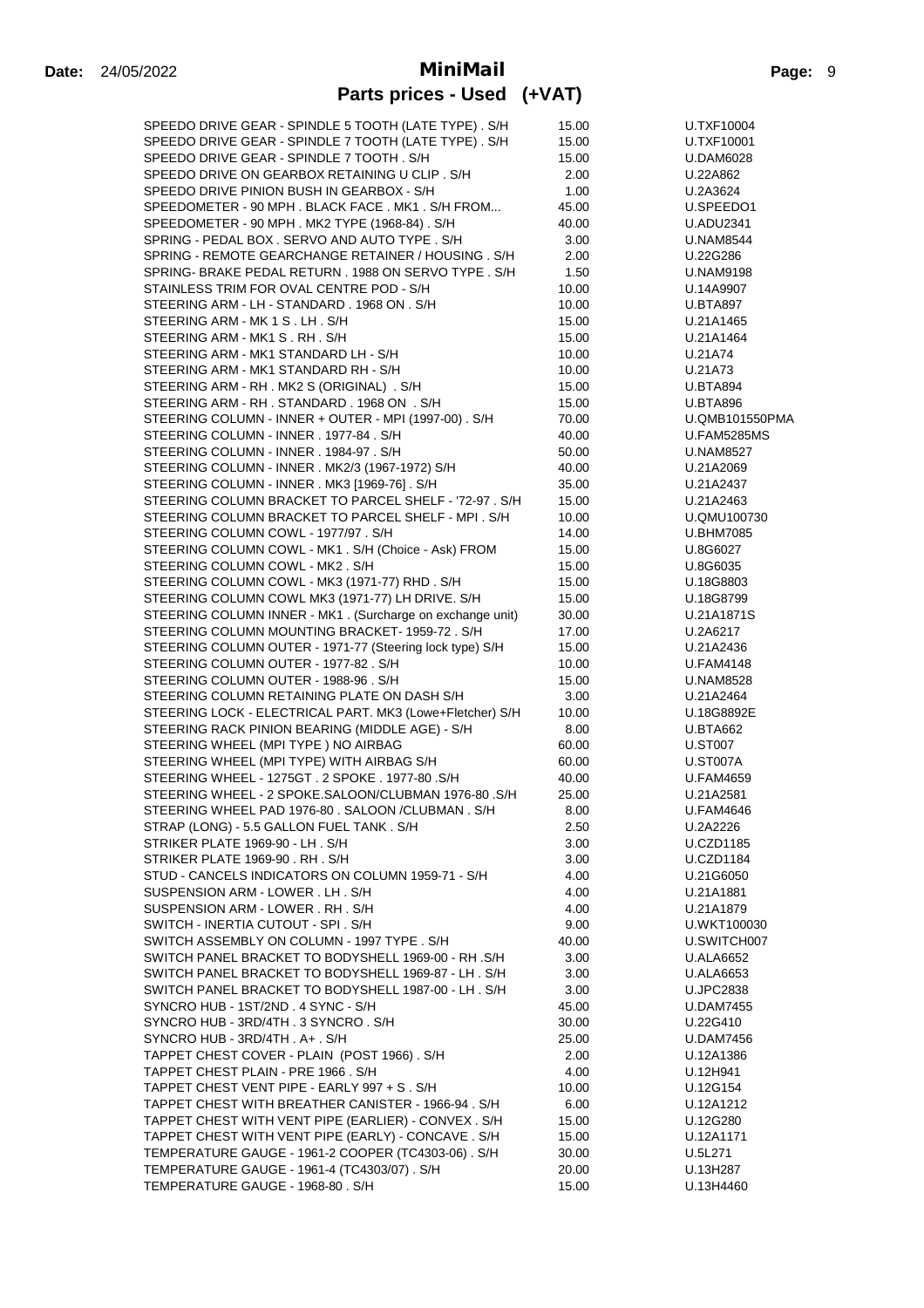# MiniMail

## Parts prices - Used (+VAT)

Date: 24/05/2022

| Description | Price | Part No. |
|---|---|---|
| SPEEDO DRIVE GEAR - SPINDLE 5 TOOTH (LATE TYPE) . S/H | 15.00 | U.TXF10004 |
| SPEEDO DRIVE GEAR - SPINDLE 7 TOOTH (LATE TYPE) . S/H | 15.00 | U.TXF10001 |
| SPEEDO DRIVE GEAR - SPINDLE 7 TOOTH . S/H | 15.00 | U.DAM6028 |
| SPEEDO DRIVE ON GEARBOX RETAINING U CLIP . S/H | 2.00 | U.22A862 |
| SPEEDO DRIVE PINION BUSH IN GEARBOX - S/H | 1.00 | U.2A3624 |
| SPEEDOMETER - 90 MPH . BLACK FACE . MK1 . S/H FROM... | 45.00 | U.SPEEDO1 |
| SPEEDOMETER - 90 MPH . MK2 TYPE (1968-84) . S/H | 40.00 | U.ADU2341 |
| SPRING - PEDAL BOX . SERVO AND AUTO TYPE . S/H | 3.00 | U.NAM8544 |
| SPRING - REMOTE GEARCHANGE RETAINER / HOUSING . S/H | 2.00 | U.22G286 |
| SPRING- BRAKE PEDAL RETURN . 1988 ON SERVO TYPE . S/H | 1.50 | U.NAM9198 |
| STAINLESS TRIM FOR OVAL CENTRE POD - S/H | 10.00 | U.14A9907 |
| STEERING ARM - LH - STANDARD . 1968 ON . S/H | 10.00 | U.BTA897 |
| STEERING ARM - MK 1 S . LH . S/H | 15.00 | U.21A1465 |
| STEERING ARM - MK1 S . RH . S/H | 15.00 | U.21A1464 |
| STEERING ARM - MK1 STANDARD LH - S/H | 10.00 | U.21A74 |
| STEERING ARM - MK1 STANDARD RH - S/H | 10.00 | U.21A73 |
| STEERING ARM - RH . MK2 S (ORIGINAL) . S/H | 15.00 | U.BTA894 |
| STEERING ARM - RH . STANDARD . 1968 ON . S/H | 15.00 | U.BTA896 |
| STEERING COLUMN - INNER + OUTER - MPI (1997-00) . S/H | 70.00 | U.QMB101550PMA |
| STEERING COLUMN - INNER . 1977-84 . S/H | 40.00 | U.FAM5285MS |
| STEERING COLUMN - INNER . 1984-97 . S/H | 50.00 | U.NAM8527 |
| STEERING COLUMN - INNER . MK2/3 (1967-1972) S/H | 40.00 | U.21A2069 |
| STEERING COLUMN - INNER . MK3 [1969-76] . S/H | 35.00 | U.21A2437 |
| STEERING COLUMN BRACKET TO PARCEL SHELF - '72-97 . S/H | 15.00 | U.21A2463 |
| STEERING COLUMN BRACKET TO PARCEL SHELF - MPI . S/H | 10.00 | U.QMU100730 |
| STEERING COLUMN COWL - 1977/97 . S/H | 14.00 | U.BHM7085 |
| STEERING COLUMN COWL - MK1 . S/H (Choice - Ask) FROM | 15.00 | U.8G6027 |
| STEERING COLUMN COWL - MK2 . S/H | 15.00 | U.8G6035 |
| STEERING COLUMN COWL - MK3 (1971-77) RHD . S/H | 15.00 | U.18G8803 |
| STEERING COLUMN COWL MK3 (1971-77) LH DRIVE. S/H | 15.00 | U.18G8799 |
| STEERING COLUMN INNER - MK1 . (Surcharge on exchange unit) | 30.00 | U.21A1871S |
| STEERING COLUMN MOUNTING BRACKET- 1959-72 . S/H | 17.00 | U.2A6217 |
| STEERING COLUMN OUTER - 1971-77 (Steering lock type) S/H | 15.00 | U.21A2436 |
| STEERING COLUMN OUTER - 1977-82 . S/H | 10.00 | U.FAM4148 |
| STEERING COLUMN OUTER - 1988-96 . S/H | 15.00 | U.NAM8528 |
| STEERING COLUMN RETAINING PLATE ON DASH S/H | 3.00 | U.21A2464 |
| STEERING LOCK - ELECTRICAL PART. MK3 (Lowe+Fletcher) S/H | 10.00 | U.18G8892E |
| STEERING RACK PINION BEARING (MIDDLE AGE) - S/H | 8.00 | U.BTA662 |
| STEERING WHEEL (MPI TYPE ) NO AIRBAG | 60.00 | U.ST007 |
| STEERING WHEEL (MPI TYPE) WITH AIRBAG S/H | 60.00 | U.ST007A |
| STEERING WHEEL - 1275GT . 2 SPOKE . 1977-80 .S/H | 40.00 | U.FAM4659 |
| STEERING WHEEL - 2 SPOKE.SALOON/CLUBMAN 1976-80 .S/H | 25.00 | U.21A2581 |
| STEERING WHEEL PAD 1976-80 . SALOON /CLUBMAN . S/H | 8.00 | U.FAM4646 |
| STRAP (LONG) - 5.5 GALLON FUEL TANK . S/H | 2.50 | U.2A2226 |
| STRIKER PLATE 1969-90 - LH . S/H | 3.00 | U.CZD1185 |
| STRIKER PLATE 1969-90 . RH . S/H | 3.00 | U.CZD1184 |
| STUD - CANCELS INDICATORS ON COLUMN 1959-71 - S/H | 4.00 | U.21G6050 |
| SUSPENSION ARM - LOWER . LH . S/H | 4.00 | U.21A1881 |
| SUSPENSION ARM - LOWER . RH . S/H | 4.00 | U.21A1879 |
| SWITCH - INERTIA CUTOUT - SPI . S/H | 9.00 | U.WKT100030 |
| SWITCH ASSEMBLY ON COLUMN - 1997 TYPE . S/H | 40.00 | U.SWITCH007 |
| SWITCH PANEL BRACKET TO BODYSHELL 1969-00 - RH .S/H | 3.00 | U.ALA6652 |
| SWITCH PANEL BRACKET TO BODYSHELL 1969-87 - LH . S/H | 3.00 | U.ALA6653 |
| SWITCH PANEL BRACKET TO BODYSHELL 1987-00 - LH . S/H | 3.00 | U.JPC2838 |
| SYNCRO HUB - 1ST/2ND . 4 SYNC - S/H | 45.00 | U.DAM7455 |
| SYNCRO HUB - 3RD/4TH . 3 SYNCRO . S/H | 30.00 | U.22G410 |
| SYNCRO HUB - 3RD/4TH . A+ . S/H | 25.00 | U.DAM7456 |
| TAPPET CHEST COVER - PLAIN (POST 1966) . S/H | 2.00 | U.12A1386 |
| TAPPET CHEST PLAIN - PRE 1966 . S/H | 4.00 | U.12H941 |
| TAPPET CHEST VENT PIPE - EARLY 997 + S . S/H | 10.00 | U.12G154 |
| TAPPET CHEST WITH BREATHER CANISTER - 1966-94 . S/H | 6.00 | U.12A1212 |
| TAPPET CHEST WITH VENT PIPE (EARLIER) - CONVEX . S/H | 15.00 | U.12G280 |
| TAPPET CHEST WITH VENT PIPE (EARLY) - CONCAVE . S/H | 15.00 | U.12A1171 |
| TEMPERATURE GAUGE - 1961-2 COOPER (TC4303-06) . S/H | 30.00 | U.5L271 |
| TEMPERATURE GAUGE - 1961-4 (TC4303/07) . S/H | 20.00 | U.13H287 |
| TEMPERATURE GAUGE - 1968-80 . S/H | 15.00 | U.13H4460 |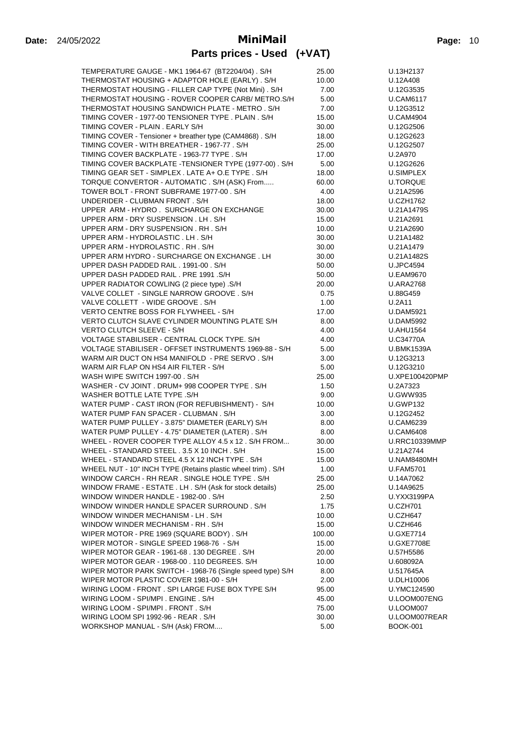**Date:** 24/05/2022

# MiniMail

## Parts prices - Used (+VAT)

| | | |
|---|---|---|
| TEMPERATURE GAUGE - MK1 1964-67 (BT2204/04) . S/H | 25.00 | U.13H2137 |
| THERMOSTAT HOUSING + ADAPTOR HOLE (EARLY) . S/H | 10.00 | U.12A408 |
| THERMOSTAT HOUSING - FILLER CAP TYPE (Not Mini) . S/H | 7.00 | U.12G3535 |
| THERMOSTAT HOUSING - ROVER COOPER CARB/ METRO.S/H | 5.00 | U.CAM6117 |
| THERMOSTAT HOUSING SANDWICH PLATE - METRO . S/H | 7.00 | U.12G3512 |
| TIMING COVER - 1977-00 TENSIONER TYPE . PLAIN . S/H | 15.00 | U.CAM4904 |
| TIMING COVER - PLAIN . EARLY S/H | 30.00 | U.12G2506 |
| TIMING COVER - Tensioner + breather type (CAM4868) . S/H | 18.00 | U.12G2623 |
| TIMING COVER - WITH BREATHER - 1967-77 . S/H | 25.00 | U.12G2507 |
| TIMING COVER BACKPLATE - 1963-77 TYPE . S/H | 17.00 | U.2A970 |
| TIMING COVER BACKPLATE -TENSIONER TYPE (1977-00) . S/H | 5.00 | U.12G2626 |
| TIMING GEAR SET - SIMPLEX . LATE A+ O.E TYPE . S/H | 18.00 | U.SIMPLEX |
| TORQUE CONVERTOR - AUTOMATIC . S/H (ASK) From..... | 60.00 | U.TORQUE |
| TOWER BOLT - FRONT SUBFRAME 1977-00 . S/H | 4.00 | U.21A2596 |
| UNDERIDER - CLUBMAN FRONT . S/H | 18.00 | U.CZH1762 |
| UPPER ARM - HYDRO . SURCHARGE ON EXCHANGE | 30.00 | U.21A1479S |
| UPPER ARM - DRY SUSPENSION . LH . S/H | 15.00 | U.21A2691 |
| UPPER ARM - DRY SUSPENSION . RH . S/H | 10.00 | U.21A2690 |
| UPPER ARM - HYDROLASTIC . LH . S/H | 30.00 | U.21A1482 |
| UPPER ARM - HYDROLASTIC . RH . S/H | 30.00 | U.21A1479 |
| UPPER ARM HYDRO - SURCHARGE ON EXCHANGE . LH | 30.00 | U.21A1482S |
| UPPER DASH PADDED RAIL . 1991-00 . S/H | 50.00 | U.JPC4594 |
| UPPER DASH PADDED RAIL . PRE 1991 .S/H | 50.00 | U.EAM9670 |
| UPPER RADIATOR COWLING (2 piece type) .S/H | 20.00 | U.ARA2768 |
| VALVE COLLET - SINGLE NARROW GROOVE . S/H | 0.75 | U.88G459 |
| VALVE COLLETT - WIDE GROOVE . S/H | 1.00 | U.2A11 |
| VERTO CENTRE BOSS FOR FLYWHEEL - S/H | 17.00 | U.DAM5921 |
| VERTO CLUTCH SLAVE CYLINDER MOUNTING PLATE S/H | 8.00 | U.DAM5992 |
| VERTO CLUTCH SLEEVE - S/H | 4.00 | U.AHU1564 |
| VOLTAGE STABILISER - CENTRAL CLOCK TYPE. S/H | 4.00 | U.C34770A |
| VOLTAGE STABILISER - OFFSET INSTRUMENTS 1969-88 - S/H | 5.00 | U.BMK1539A |
| WARM AIR DUCT ON HS4 MANIFOLD - PRE SERVO . S/H | 3.00 | U.12G3213 |
| WARM AIR FLAP ON HS4 AIR FILTER - S/H | 5.00 | U.12G3210 |
| WASH WIPE SWITCH 1997-00 . S/H | 25.00 | U.XPE100420PMP |
| WASHER - CV JOINT . DRUM+ 998 COOPER TYPE . S/H | 1.50 | U.2A7323 |
| WASHER BOTTLE LATE TYPE .S/H | 9.00 | U.GWW935 |
| WATER PUMP - CAST IRON (FOR REFUBISHMENT) - S/H | 10.00 | U.GWP132 |
| WATER PUMP FAN SPACER - CLUBMAN . S/H | 3.00 | U.12G2452 |
| WATER PUMP PULLEY - 3.875" DIAMETER (EARLY) S/H | 8.00 | U.CAM6239 |
| WATER PUMP PULLEY - 4.75" DIAMETER (LATER) . S/H | 8.00 | U.CAM6408 |
| WHEEL - ROVER COOPER TYPE ALLOY 4.5 x 12 . S/H FROM... | 30.00 | U.RRC10339MMP |
| WHEEL - STANDARD STEEL . 3.5 X 10 INCH . S/H | 15.00 | U.21A2744 |
| WHEEL - STANDARD STEEL 4.5 X 12 INCH TYPE . S/H | 15.00 | U.NAM8480MH |
| WHEEL NUT - 10" INCH TYPE (Retains plastic wheel trim) . S/H | 1.00 | U.FAM5701 |
| WINDOW CARCH - RH REAR . SINGLE HOLE TYPE . S/H | 25.00 | U.14A7062 |
| WINDOW FRAME - ESTATE . LH . S/H (Ask for stock details) | 25.00 | U.14A9625 |
| WINDOW WINDER HANDLE - 1982-00 . S/H | 2.50 | U.YXX3199PA |
| WINDOW WINDER HANDLE SPACER SURROUND . S/H | 1.75 | U.CZH701 |
| WINDOW WINDER MECHANISM - LH . S/H | 10.00 | U.CZH647 |
| WINDOW WINDER MECHANISM - RH . S/H | 15.00 | U.CZH646 |
| WIPER MOTOR - PRE 1969 (SQUARE BODY) . S/H | 100.00 | U.GXE7714 |
| WIPER MOTOR - SINGLE SPEED 1968-76 - S/H | 15.00 | U.GXE7708E |
| WIPER MOTOR GEAR - 1961-68 . 130 DEGREE . S/H | 20.00 | U.57H5586 |
| WIPER MOTOR GEAR - 1968-00 . 110 DEGREES. S/H | 10.00 | U.608092A |
| WIPER MOTOR PARK SWITCH - 1968-76 (Single speed type) S/H | 8.00 | U.517645A |
| WIPER MOTOR PLASTIC COVER 1981-00 - S/H | 2.00 | U.DLH10006 |
| WIRING LOOM - FRONT . SPI LARGE FUSE BOX TYPE S/H | 95.00 | U.YMC124590 |
| WIRING LOOM - SPI/MPI . ENGINE . S/H | 45.00 | U.LOOM007ENG |
| WIRING LOOM - SPI/MPI . FRONT . S/H | 75.00 | U.LOOM007 |
| WIRING LOOM SPI 1992-96 - REAR . S/H | 30.00 | U.LOOM007REAR |
| WORKSHOP MANUAL - S/H (Ask) FROM.... | 5.00 | BOOK-001 |